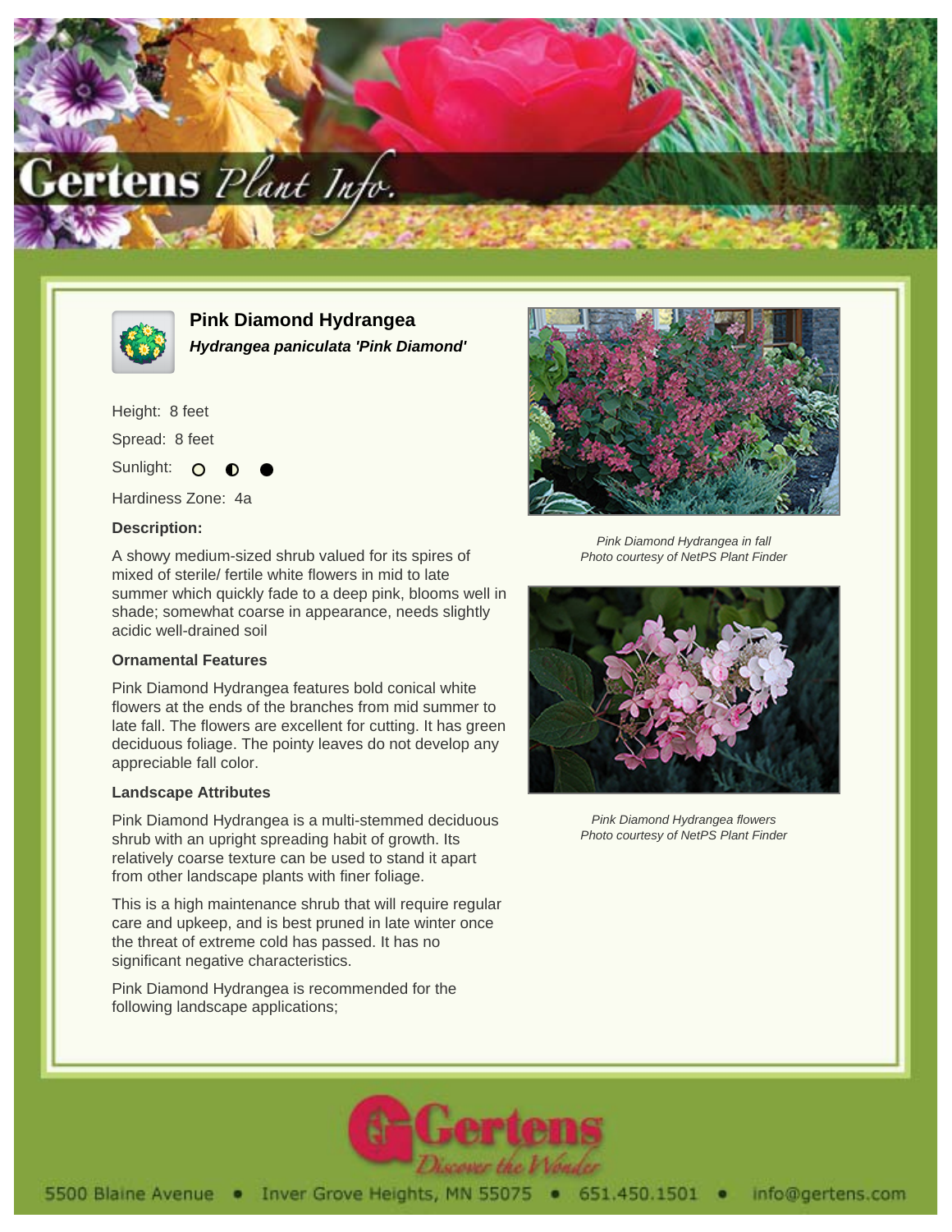# Pink Diamond Hydrangea

***Hydrangea paniculata 'Pink Diamond'***

Height: 8 feet

Spread: 8 feet

Sunlight: ○ ◐ ●

Hardiness Zone: 4a

### Description:

A showy medium-sized shrub valued for its spires of mixed of sterile/ fertile white flowers in mid to late summer which quickly fade to a deep pink, blooms well in shade; somewhat coarse in appearance, needs slightly acidic well-drained soil

### Ornamental Features

Pink Diamond Hydrangea features bold conical white flowers at the ends of the branches from mid summer to late fall. The flowers are excellent for cutting. It has green deciduous foliage. The pointy leaves do not develop any appreciable fall color.

### Landscape Attributes

Pink Diamond Hydrangea is a multi-stemmed deciduous shrub with an upright spreading habit of growth. Its relatively coarse texture can be used to stand it apart from other landscape plants with finer foliage.

This is a high maintenance shrub that will require regular care and upkeep, and is best pruned in late winter once the threat of extreme cold has passed. It has no significant negative characteristics.

Pink Diamond Hydrangea is recommended for the following landscape applications;

*Pink Diamond Hydrangea in fall*
*Photo courtesy of NetPS Plant Finder*

*Pink Diamond Hydrangea flowers*
*Photo courtesy of NetPS Plant Finder*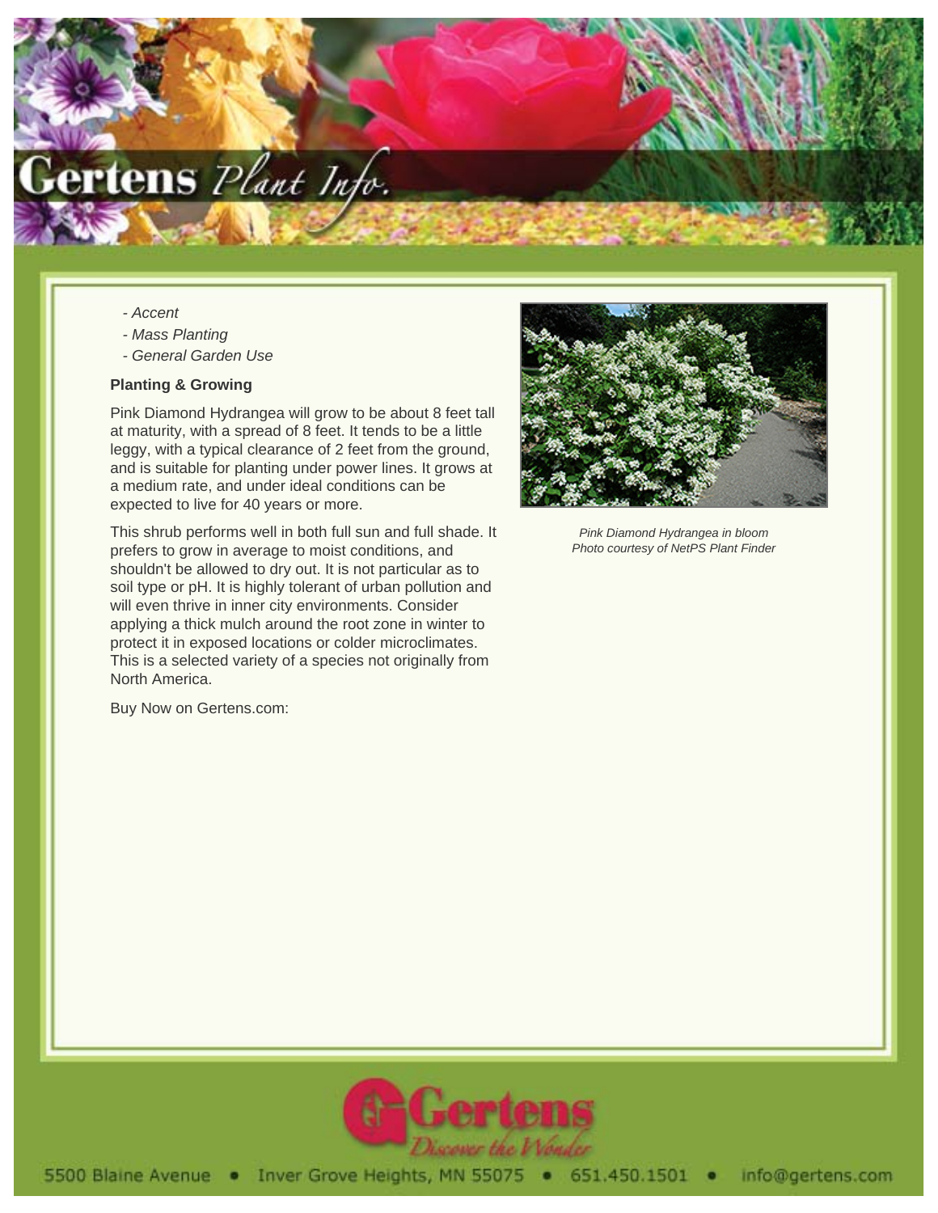- *Accent*
- *Mass Planting*
- *General Garden Use*

**Planting & Growing**

Pink Diamond Hydrangea will grow to be about 8 feet tall at maturity, with a spread of 8 feet. It tends to be a little leggy, with a typical clearance of 2 feet from the ground, and is suitable for planting under power lines. It grows at a medium rate, and under ideal conditions can be expected to live for 40 years or more.

This shrub performs well in both full sun and full shade. It prefers to grow in average to moist conditions, and shouldn't be allowed to dry out. It is not particular as to soil type or pH. It is highly tolerant of urban pollution and will even thrive in inner city environments. Consider applying a thick mulch around the root zone in winter to protect it in exposed locations or colder microclimates. This is a selected variety of a species not originally from North America.

Buy Now on Gertens.com:

*Pink Diamond Hydrangea in bloom*
*Photo courtesy of NetPS Plant Finder*